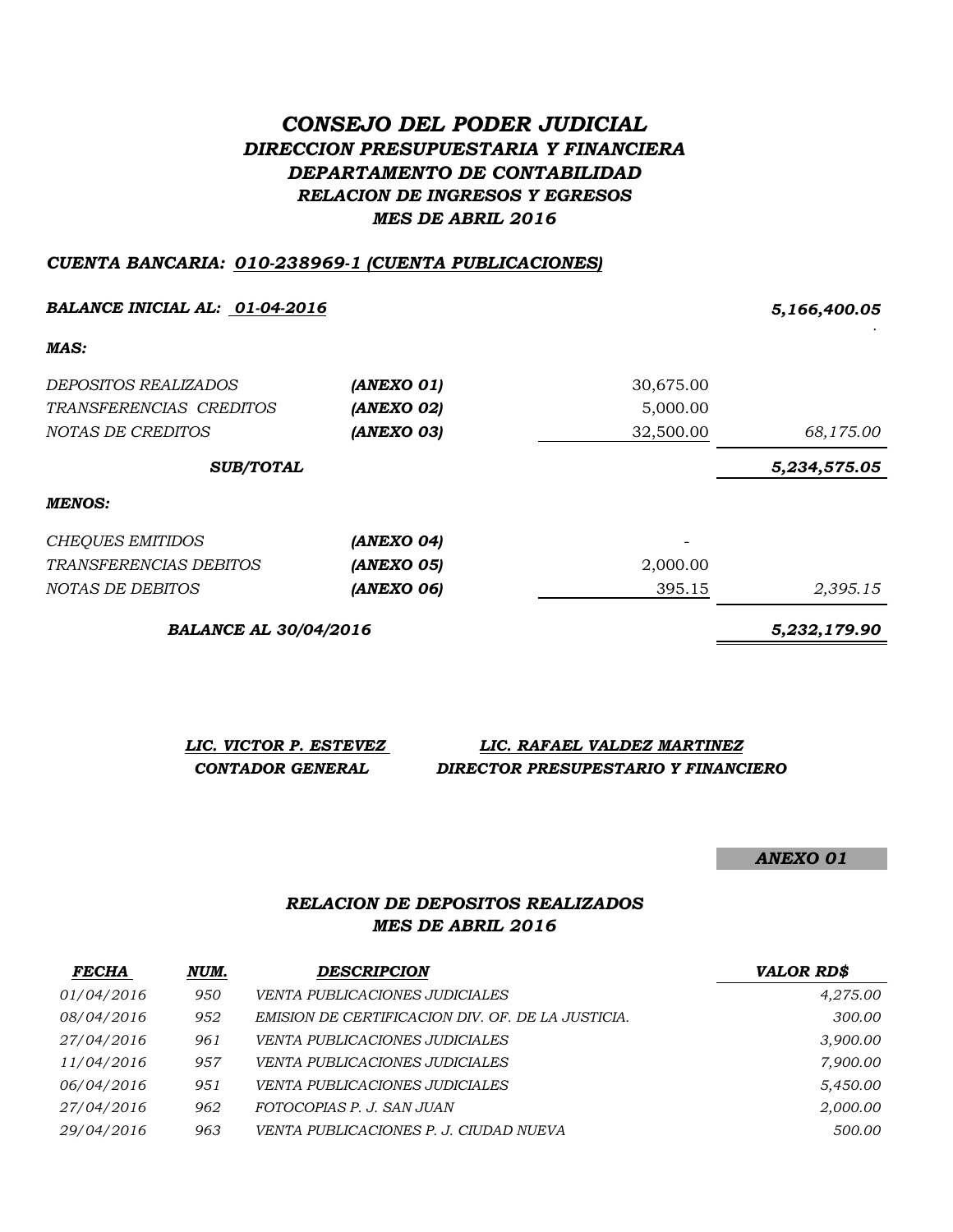# *CONSEJO DEL PODER JUDICIAL*
## *DIRECCION PRESUPUESTARIA Y FINANCIERA*
## *DEPARTAMENTO DE CONTABILIDAD*
### *RELACION DE INGRESOS Y EGRESOS*
### *MES DE ABRIL 2016*

***CUENTA BANCARIA: 010-238969-1 (CUENTA PUBLICACIONES)***

| | | | |
|---|---|---|---|
| ***BALANCE INICIAL AL: 01-04-2016*** | | | ***5,166,400.05*** |
| ***MAS:*** | | | |
| *DEPOSITOS REALIZADOS* | ***(ANEXO 01)*** | 30,675.00 | |
| *TRANSFERENCIAS CREDITOS* | ***(ANEXO 02)*** | 5,000.00 | |
| *NOTAS DE CREDITOS* | ***(ANEXO 03)*** | 32,500.00 | *68,175.00* |
| ***SUB/TOTAL*** | | | ***5,234,575.05*** |
| ***MENOS:*** | | | |
| *CHEQUES EMITIDOS* | ***(ANEXO 04)*** | - | |
| *TRANSFERENCIAS DEBITOS* | ***(ANEXO 05)*** | 2,000.00 | |
| *NOTAS DE DEBITOS* | ***(ANEXO 06)*** | 395.15 | *2,395.15* |
| ***BALANCE AL 30/04/2016*** | | | ***5,232,179.90*** |

| | |
|---|---|
| ***LIC. VICTOR P. ESTEVEZ*** | ***LIC. RAFAEL VALDEZ MARTINEZ*** |
| ***CONTADOR GENERAL*** | ***DIRECTOR PRESUPESTARIO Y FINANCIERO*** |

***ANEXO 01***

### *RELACION DE DEPOSITOS REALIZADOS*
### *MES DE ABRIL 2016*

| ***FECHA*** | ***NUM.*** | ***DESCRIPCION*** | ***VALOR RD$*** |
|---|---|---|---|
| *01/04/2016* | *950* | *VENTA PUBLICACIONES JUDICIALES* | *4,275.00* |
| *08/04/2016* | *952* | *EMISION DE CERTIFICACION DIV. OF. DE LA JUSTICIA.* | *300.00* |
| *27/04/2016* | *961* | *VENTA PUBLICACIONES JUDICIALES* | *3,900.00* |
| *11/04/2016* | *957* | *VENTA PUBLICACIONES JUDICIALES* | *7,900.00* |
| *06/04/2016* | *951* | *VENTA PUBLICACIONES JUDICIALES* | *5,450.00* |
| *27/04/2016* | *962* | *FOTOCOPIAS P. J. SAN JUAN* | *2,000.00* |
| *29/04/2016* | *963* | *VENTA PUBLICACIONES P. J. CIUDAD NUEVA* | *500.00* |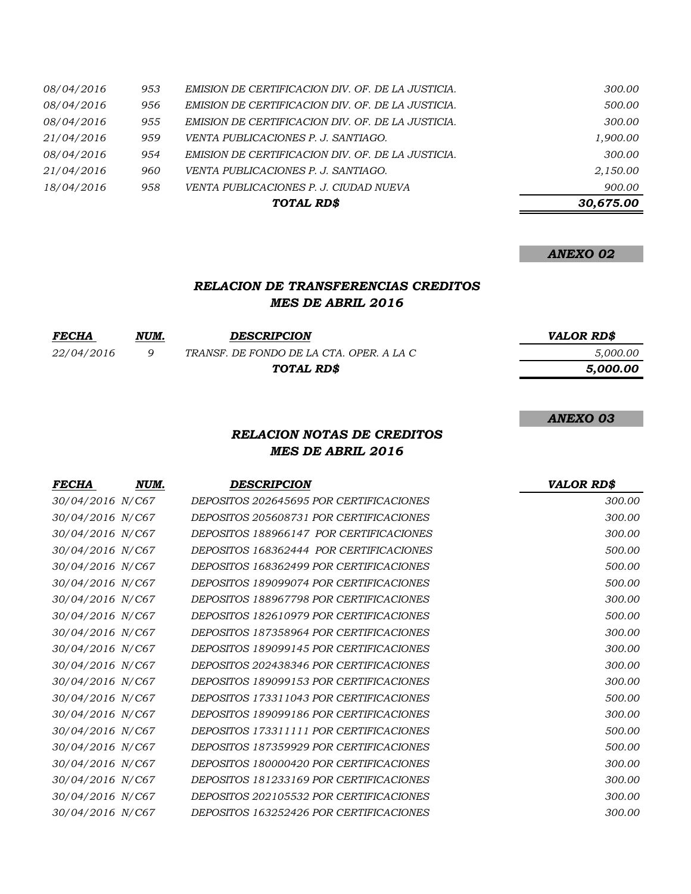| | | | |
|---|---|---|---|
| *08/04/2016* | *953* | *EMISION DE CERTIFICACION DIV. OF. DE LA JUSTICIA.* | *300.00* |
| *08/04/2016* | *956* | *EMISION DE CERTIFICACION DIV. OF. DE LA JUSTICIA.* | *500.00* |
| *08/04/2016* | *955* | *EMISION DE CERTIFICACION DIV. OF. DE LA JUSTICIA.* | *300.00* |
| *21/04/2016* | *959* | *VENTA PUBLICACIONES P. J. SANTIAGO.* | *1,900.00* |
| *08/04/2016* | *954* | *EMISION DE CERTIFICACION DIV. OF. DE LA JUSTICIA.* | *300.00* |
| *21/04/2016* | *960* | *VENTA PUBLICACIONES P. J. SANTIAGO.* | *2,150.00* |
| *18/04/2016* | *958* | *VENTA PUBLICACIONES P. J. CIUDAD NUEVA* | *900.00* |
| | | ***TOTAL RD$*** | ***30,675.00*** |

***ANEXO 02***

## *RELACION DE TRANSFERENCIAS CREDITOS*
## *MES DE ABRIL 2016*

| *FECHA* | *NUM.* | *DESCRIPCION* | *VALOR RD$* |
|---|---|---|---|
| *22/04/2016* | *9* | *TRANSF. DE FONDO DE LA CTA. OPER. A LA C* | *5,000.00* |
| | | ***TOTAL RD$*** | ***5,000.00*** |

***ANEXO 03***

## *RELACION NOTAS DE CREDITOS*
## *MES DE ABRIL 2016*

| *FECHA* | *NUM.* | *DESCRIPCION* | *VALOR RD$* |
|---|---|---|---|
| *30/04/2016* | *N/C67* | *DEPOSITOS 202645695 POR CERTIFICACIONES* | *300.00* |
| *30/04/2016* | *N/C67* | *DEPOSITOS 205608731 POR CERTIFICACIONES* | *300.00* |
| *30/04/2016* | *N/C67* | *DEPOSITOS 188966147 POR CERTIFICACIONES* | *300.00* |
| *30/04/2016* | *N/C67* | *DEPOSITOS 168362444 POR CERTIFICACIONES* | *500.00* |
| *30/04/2016* | *N/C67* | *DEPOSITOS 168362499 POR CERTIFICACIONES* | *500.00* |
| *30/04/2016* | *N/C67* | *DEPOSITOS 189099074 POR CERTIFICACIONES* | *500.00* |
| *30/04/2016* | *N/C67* | *DEPOSITOS 188967798 POR CERTIFICACIONES* | *300.00* |
| *30/04/2016* | *N/C67* | *DEPOSITOS 182610979 POR CERTIFICACIONES* | *500.00* |
| *30/04/2016* | *N/C67* | *DEPOSITOS 187358964 POR CERTIFICACIONES* | *300.00* |
| *30/04/2016* | *N/C67* | *DEPOSITOS 189099145 POR CERTIFICACIONES* | *300.00* |
| *30/04/2016* | *N/C67* | *DEPOSITOS 202438346 POR CERTIFICACIONES* | *300.00* |
| *30/04/2016* | *N/C67* | *DEPOSITOS 189099153 POR CERTIFICACIONES* | *300.00* |
| *30/04/2016* | *N/C67* | *DEPOSITOS 173311043 POR CERTIFICACIONES* | *500.00* |
| *30/04/2016* | *N/C67* | *DEPOSITOS 189099186 POR CERTIFICACIONES* | *300.00* |
| *30/04/2016* | *N/C67* | *DEPOSITOS 173311111 POR CERTIFICACIONES* | *500.00* |
| *30/04/2016* | *N/C67* | *DEPOSITOS 187359929 POR CERTIFICACIONES* | *500.00* |
| *30/04/2016* | *N/C67* | *DEPOSITOS 180000420 POR CERTIFICACIONES* | *300.00* |
| *30/04/2016* | *N/C67* | *DEPOSITOS 181233169 POR CERTIFICACIONES* | *300.00* |
| *30/04/2016* | *N/C67* | *DEPOSITOS 202105532 POR CERTIFICACIONES* | *300.00* |
| *30/04/2016* | *N/C67* | *DEPOSITOS 163252426 POR CERTIFICACIONES* | *300.00* |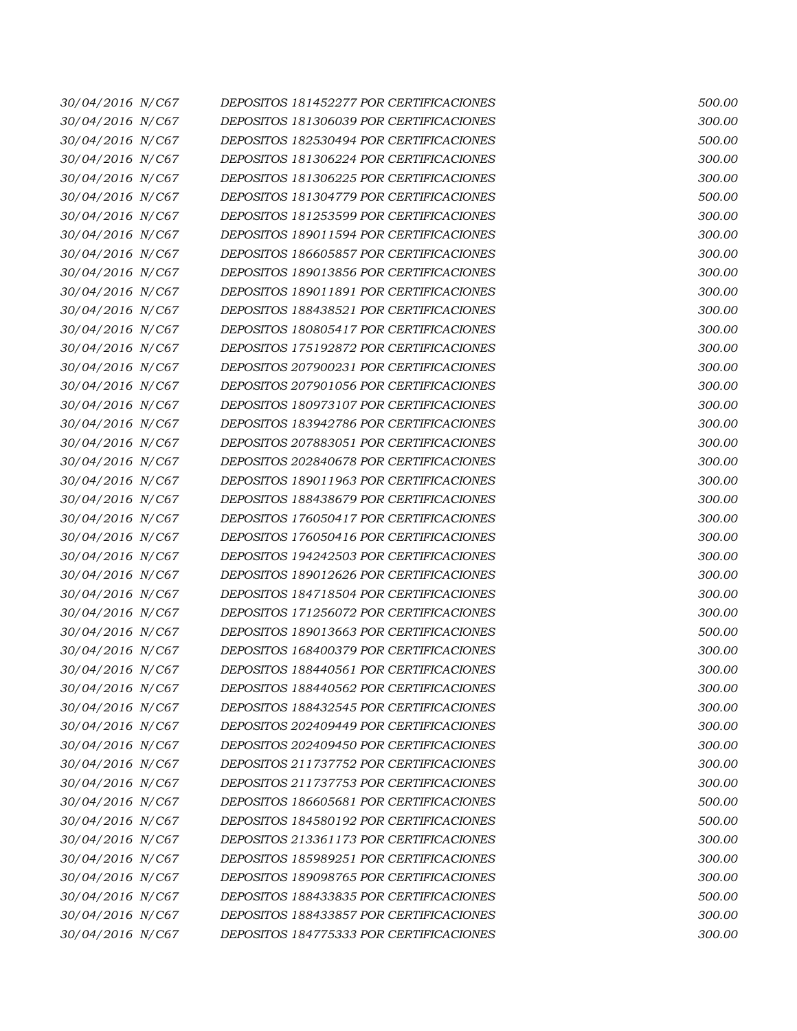| | | | |
|---|---|---|---|
| *30/04/2016* | *N/C67* | *DEPOSITOS 181452277 POR CERTIFICACIONES* | *500.00* |
| *30/04/2016* | *N/C67* | *DEPOSITOS 181306039 POR CERTIFICACIONES* | *300.00* |
| *30/04/2016* | *N/C67* | *DEPOSITOS 182530494 POR CERTIFICACIONES* | *500.00* |
| *30/04/2016* | *N/C67* | *DEPOSITOS 181306224 POR CERTIFICACIONES* | *300.00* |
| *30/04/2016* | *N/C67* | *DEPOSITOS 181306225 POR CERTIFICACIONES* | *300.00* |
| *30/04/2016* | *N/C67* | *DEPOSITOS 181304779 POR CERTIFICACIONES* | *500.00* |
| *30/04/2016* | *N/C67* | *DEPOSITOS 181253599 POR CERTIFICACIONES* | *300.00* |
| *30/04/2016* | *N/C67* | *DEPOSITOS 189011594 POR CERTIFICACIONES* | *300.00* |
| *30/04/2016* | *N/C67* | *DEPOSITOS 186605857 POR CERTIFICACIONES* | *300.00* |
| *30/04/2016* | *N/C67* | *DEPOSITOS 189013856 POR CERTIFICACIONES* | *300.00* |
| *30/04/2016* | *N/C67* | *DEPOSITOS 189011891 POR CERTIFICACIONES* | *300.00* |
| *30/04/2016* | *N/C67* | *DEPOSITOS 188438521 POR CERTIFICACIONES* | *300.00* |
| *30/04/2016* | *N/C67* | *DEPOSITOS 180805417 POR CERTIFICACIONES* | *300.00* |
| *30/04/2016* | *N/C67* | *DEPOSITOS 175192872 POR CERTIFICACIONES* | *300.00* |
| *30/04/2016* | *N/C67* | *DEPOSITOS 207900231 POR CERTIFICACIONES* | *300.00* |
| *30/04/2016* | *N/C67* | *DEPOSITOS 207901056 POR CERTIFICACIONES* | *300.00* |
| *30/04/2016* | *N/C67* | *DEPOSITOS 180973107 POR CERTIFICACIONES* | *300.00* |
| *30/04/2016* | *N/C67* | *DEPOSITOS 183942786 POR CERTIFICACIONES* | *300.00* |
| *30/04/2016* | *N/C67* | *DEPOSITOS 207883051 POR CERTIFICACIONES* | *300.00* |
| *30/04/2016* | *N/C67* | *DEPOSITOS 202840678 POR CERTIFICACIONES* | *300.00* |
| *30/04/2016* | *N/C67* | *DEPOSITOS 189011963 POR CERTIFICACIONES* | *300.00* |
| *30/04/2016* | *N/C67* | *DEPOSITOS 188438679 POR CERTIFICACIONES* | *300.00* |
| *30/04/2016* | *N/C67* | *DEPOSITOS 176050417 POR CERTIFICACIONES* | *300.00* |
| *30/04/2016* | *N/C67* | *DEPOSITOS 176050416 POR CERTIFICACIONES* | *300.00* |
| *30/04/2016* | *N/C67* | *DEPOSITOS 194242503 POR CERTIFICACIONES* | *300.00* |
| *30/04/2016* | *N/C67* | *DEPOSITOS 189012626 POR CERTIFICACIONES* | *300.00* |
| *30/04/2016* | *N/C67* | *DEPOSITOS 184718504 POR CERTIFICACIONES* | *300.00* |
| *30/04/2016* | *N/C67* | *DEPOSITOS 171256072 POR CERTIFICACIONES* | *300.00* |
| *30/04/2016* | *N/C67* | *DEPOSITOS 189013663 POR CERTIFICACIONES* | *500.00* |
| *30/04/2016* | *N/C67* | *DEPOSITOS 168400379 POR CERTIFICACIONES* | *300.00* |
| *30/04/2016* | *N/C67* | *DEPOSITOS 188440561 POR CERTIFICACIONES* | *300.00* |
| *30/04/2016* | *N/C67* | *DEPOSITOS 188440562 POR CERTIFICACIONES* | *300.00* |
| *30/04/2016* | *N/C67* | *DEPOSITOS 188432545 POR CERTIFICACIONES* | *300.00* |
| *30/04/2016* | *N/C67* | *DEPOSITOS 202409449 POR CERTIFICACIONES* | *300.00* |
| *30/04/2016* | *N/C67* | *DEPOSITOS 202409450 POR CERTIFICACIONES* | *300.00* |
| *30/04/2016* | *N/C67* | *DEPOSITOS 211737752 POR CERTIFICACIONES* | *300.00* |
| *30/04/2016* | *N/C67* | *DEPOSITOS 211737753 POR CERTIFICACIONES* | *300.00* |
| *30/04/2016* | *N/C67* | *DEPOSITOS 186605681 POR CERTIFICACIONES* | *500.00* |
| *30/04/2016* | *N/C67* | *DEPOSITOS 184580192 POR CERTIFICACIONES* | *500.00* |
| *30/04/2016* | *N/C67* | *DEPOSITOS 213361173 POR CERTIFICACIONES* | *300.00* |
| *30/04/2016* | *N/C67* | *DEPOSITOS 185989251 POR CERTIFICACIONES* | *300.00* |
| *30/04/2016* | *N/C67* | *DEPOSITOS 189098765 POR CERTIFICACIONES* | *300.00* |
| *30/04/2016* | *N/C67* | *DEPOSITOS 188433835 POR CERTIFICACIONES* | *500.00* |
| *30/04/2016* | *N/C67* | *DEPOSITOS 188433857 POR CERTIFICACIONES* | *300.00* |
| *30/04/2016* | *N/C67* | *DEPOSITOS 184775333 POR CERTIFICACIONES* | *300.00* |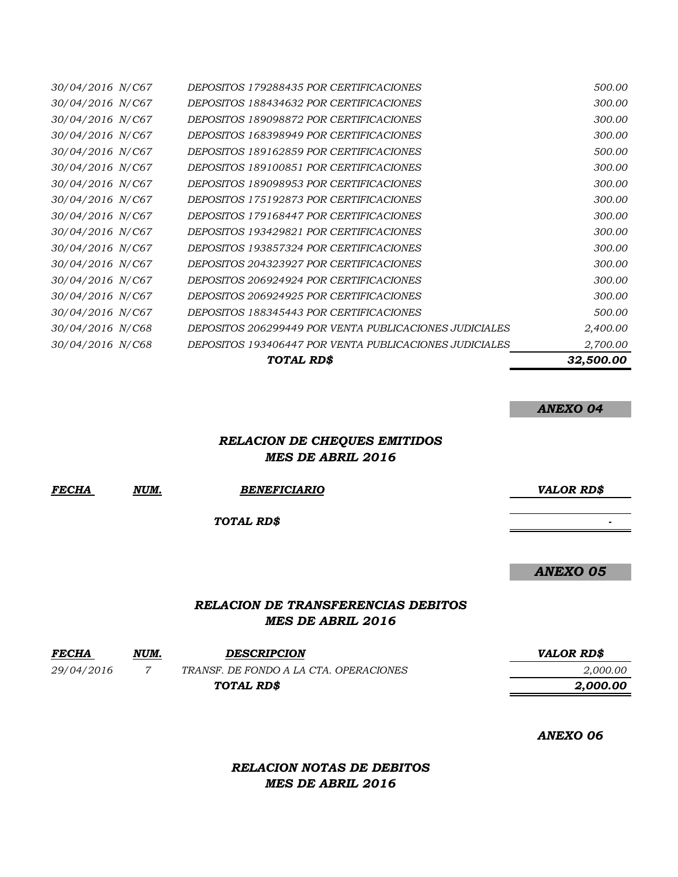| | | | |
|---|---|---|---|
| *30/04/2016* | *N/C67* | *DEPOSITOS 179288435 POR CERTIFICACIONES* | *500.00* |
| *30/04/2016* | *N/C67* | *DEPOSITOS 188434632 POR CERTIFICACIONES* | *300.00* |
| *30/04/2016* | *N/C67* | *DEPOSITOS 189098872 POR CERTIFICACIONES* | *300.00* |
| *30/04/2016* | *N/C67* | *DEPOSITOS 168398949 POR CERTIFICACIONES* | *300.00* |
| *30/04/2016* | *N/C67* | *DEPOSITOS 189162859 POR CERTIFICACIONES* | *500.00* |
| *30/04/2016* | *N/C67* | *DEPOSITOS 189100851 POR CERTIFICACIONES* | *300.00* |
| *30/04/2016* | *N/C67* | *DEPOSITOS 189098953 POR CERTIFICACIONES* | *300.00* |
| *30/04/2016* | *N/C67* | *DEPOSITOS 175192873 POR CERTIFICACIONES* | *300.00* |
| *30/04/2016* | *N/C67* | *DEPOSITOS 179168447 POR CERTIFICACIONES* | *300.00* |
| *30/04/2016* | *N/C67* | *DEPOSITOS 193429821 POR CERTIFICACIONES* | *300.00* |
| *30/04/2016* | *N/C67* | *DEPOSITOS 193857324 POR CERTIFICACIONES* | *300.00* |
| *30/04/2016* | *N/C67* | *DEPOSITOS 204323927 POR CERTIFICACIONES* | *300.00* |
| *30/04/2016* | *N/C67* | *DEPOSITOS 206924924 POR CERTIFICACIONES* | *300.00* |
| *30/04/2016* | *N/C67* | *DEPOSITOS 206924925 POR CERTIFICACIONES* | *300.00* |
| *30/04/2016* | *N/C67* | *DEPOSITOS 188345443 POR CERTIFICACIONES* | *500.00* |
| *30/04/2016* | *N/C68* | *DEPOSITOS 206299449 POR VENTA PUBLICACIONES JUDICIALES* | *2,400.00* |
| *30/04/2016* | *N/C68* | *DEPOSITOS 193406447 POR VENTA PUBLICACIONES JUDICIALES* | *2,700.00* |
| | | ***TOTAL RD$*** | ***32,500.00*** |

***ANEXO 04***

## *RELACION DE CHEQUES EMITIDOS*
## *MES DE ABRIL 2016*

| ***FECHA*** | ***NUM.*** | ***BENEFICIARIO*** | ***VALOR RD$*** |
|---|---|---|---|
| | | ***TOTAL RD$*** | *-* |

***ANEXO 05***

## *RELACION DE TRANSFERENCIAS DEBITOS*
## *MES DE ABRIL 2016*

| ***FECHA*** | ***NUM.*** | ***DESCRIPCION*** | ***VALOR RD$*** |
|---|---|---|---|
| *29/04/2016* | *7* | *TRANSF. DE FONDO A LA CTA. OPERACIONES* | *2,000.00* |
| | | ***TOTAL RD$*** | ***2,000.00*** |

***ANEXO 06***

## *RELACION NOTAS DE DEBITOS*
## *MES DE ABRIL 2016*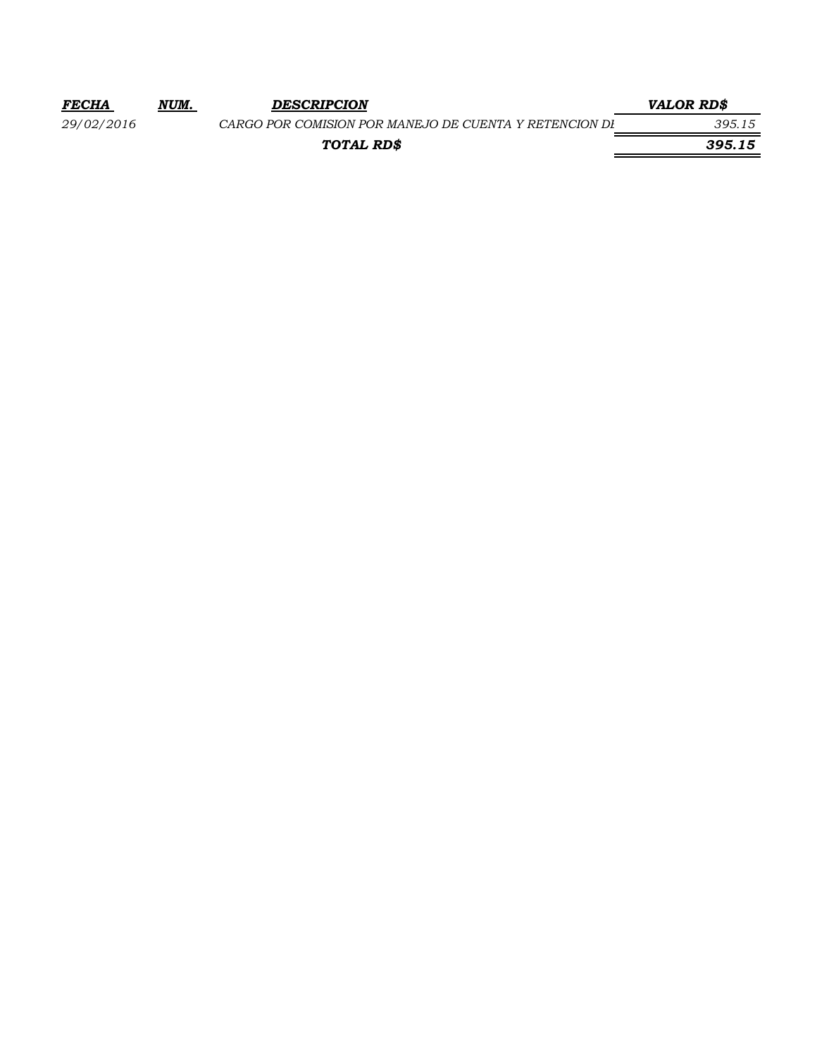| ***FECHA*** | ***NUM.*** | ***DESCRIPCION*** | ***VALOR RD$*** |
| --- | --- | --- | --- |
| *29/02/2016* | | *CARGO POR COMISION POR MANEJO DE CUENTA Y RETENCION DI* | *395.15* |
| | | ***TOTAL RD$*** | ***395.15*** |